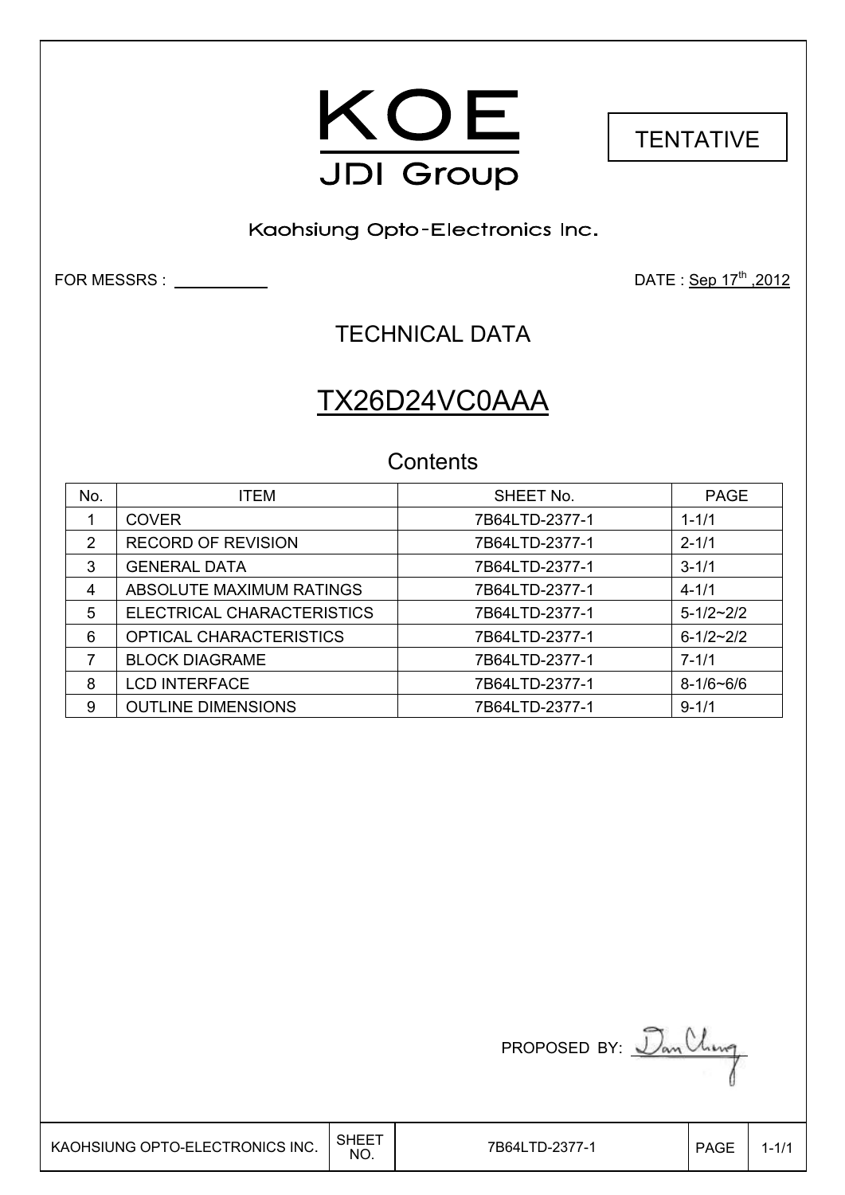KOE

JDI Group

Kaohsiung Opto-Electronics Inc.

TENTATIVE

FOR MESSRS : 

DATE : Sep 17th ,2012

# TECHNICAL DATA

# TX26D24VC0AAA

## Contents

| No. | ITEM | SHEET No. | PAGE |
|---|---|---|---|
| 1 | COVER | 7B64LTD-2377-1 | 1-1/1 |
| 2 | RECORD OF REVISION | 7B64LTD-2377-1 | 2-1/1 |
| 3 | GENERAL DATA | 7B64LTD-2377-1 | 3-1/1 |
| 4 | ABSOLUTE MAXIMUM RATINGS | 7B64LTD-2377-1 | 4-1/1 |
| 5 | ELECTRICAL CHARACTERISTICS | 7B64LTD-2377-1 | 5-1/2~2/2 |
| 6 | OPTICAL CHARACTERISTICS | 7B64LTD-2377-1 | 6-1/2~2/2 |
| 7 | BLOCK DIAGRAME | 7B64LTD-2377-1 | 7-1/1 |
| 8 | LCD INTERFACE | 7B64LTD-2377-1 | 8-1/6~6/6 |
| 9 | OUTLINE DIMENSIONS | 7B64LTD-2377-1 | 9-1/1 |

PROPOSED BY: Dan Cheng

| KAOHSIUNG OPTO-ELECTRONICS INC. | SHEET NO. | 7B64LTD-2377-1 | PAGE | 1-1/1 |
|---|---|---|---|---|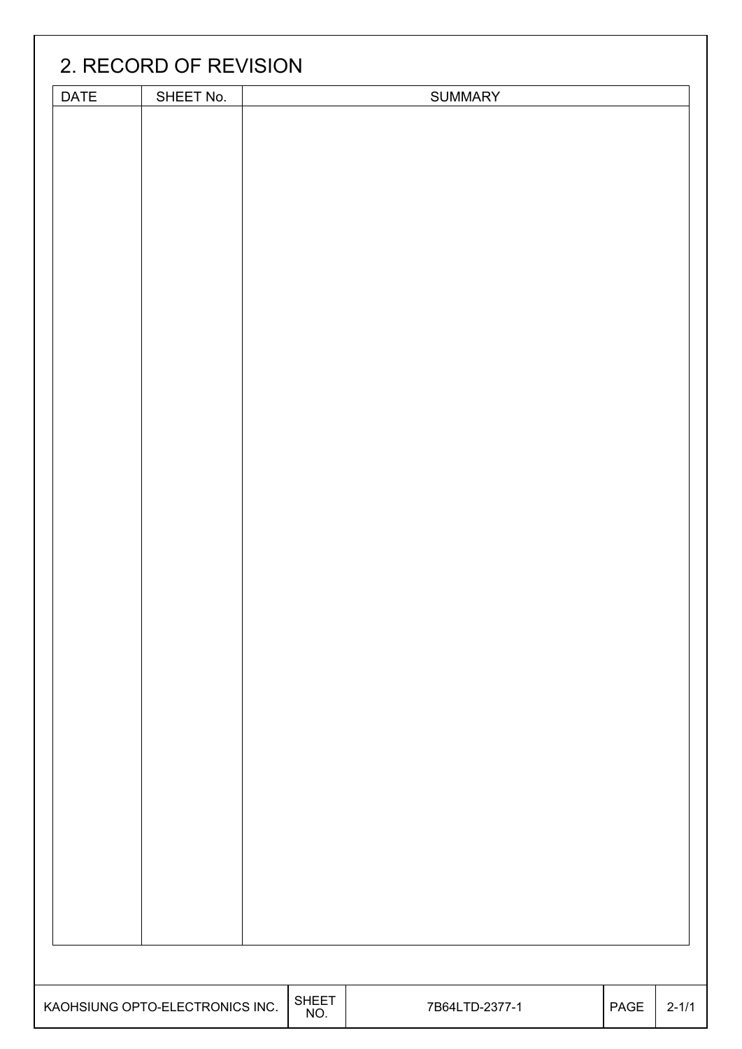## 2. RECORD OF REVISION

| DATE | SHEET No. | SUMMARY |
|---|---|---|
| | | |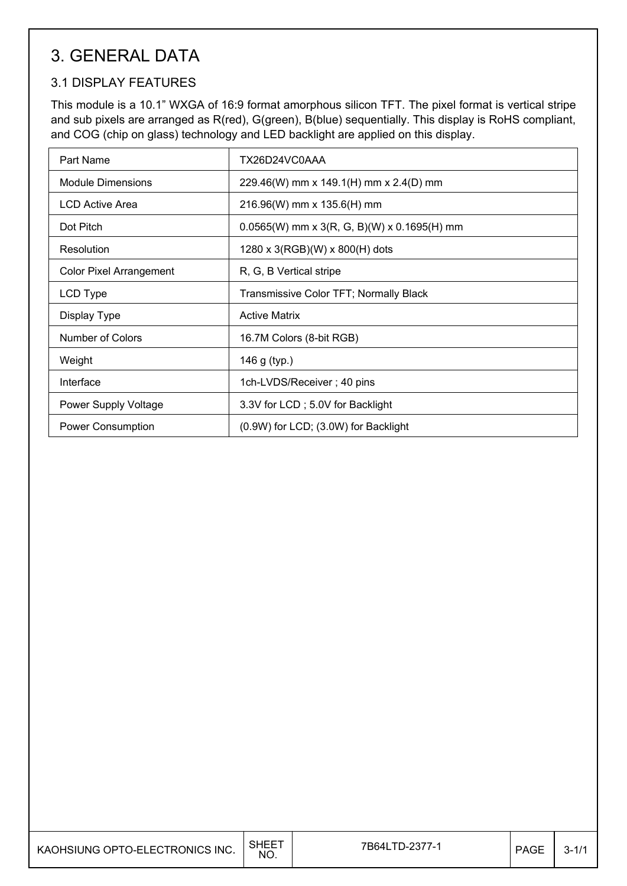# 3. GENERAL DATA

## 3.1 DISPLAY FEATURES

This module is a 10.1" WXGA of 16:9 format amorphous silicon TFT. The pixel format is vertical stripe and sub pixels are arranged as R(red), G(green), B(blue) sequentially. This display is RoHS compliant, and COG (chip on glass) technology and LED backlight are applied on this display.

| Part Name | TX26D24VC0AAA |
|---|---|
| Module Dimensions | 229.46(W) mm x 149.1(H) mm x 2.4(D) mm |
| LCD Active Area | 216.96(W) mm x 135.6(H) mm |
| Dot Pitch | 0.0565(W) mm x 3(R, G, B)(W) x 0.1695(H) mm |
| Resolution | 1280 x 3(RGB)(W) x 800(H) dots |
| Color Pixel Arrangement | R, G, B Vertical stripe |
| LCD Type | Transmissive Color TFT; Normally Black |
| Display Type | Active Matrix |
| Number of Colors | 16.7M Colors (8-bit RGB) |
| Weight | 146 g (typ.) |
| Interface | 1ch-LVDS/Receiver ; 40 pins |
| Power Supply Voltage | 3.3V for LCD ; 5.0V for Backlight |
| Power Consumption | (0.9W) for LCD; (3.0W) for Backlight |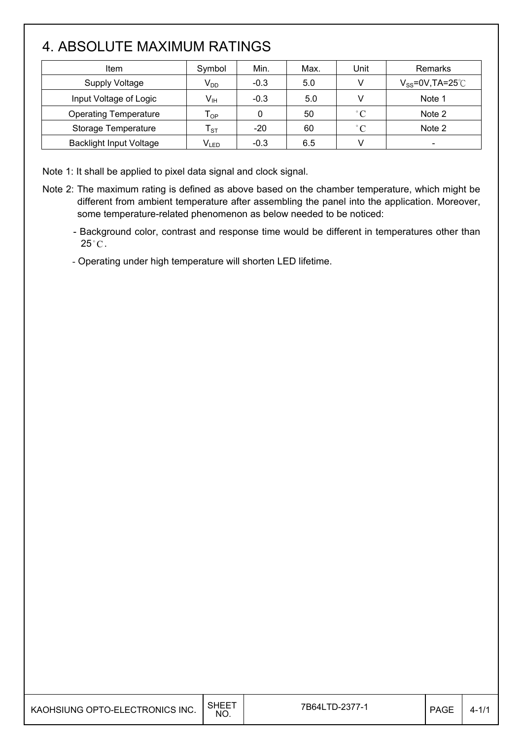# 4. ABSOLUTE MAXIMUM RATINGS

| Item | Symbol | Min. | Max. | Unit | Remarks |
|---|---|---|---|---|---|
| Supply Voltage | $V_{DD}$ | -0.3 | 5.0 | V | $V_{SS}$=0V,TA=25℃ |
| Input Voltage of Logic | $V_{IH}$ | -0.3 | 5.0 | V | Note 1 |
| Operating Temperature | $T_{OP}$ | 0 | 50 | °C | Note 2 |
| Storage Temperature | $T_{ST}$ | -20 | 60 | °C | Note 2 |
| Backlight Input Voltage | $V_{LED}$ | -0.3 | 6.5 | V | - |

Note 1: It shall be applied to pixel data signal and clock signal.

Note 2: The maximum rating is defined as above based on the chamber temperature, which might be different from ambient temperature after assembling the panel into the application. Moreover, some temperature-related phenomenon as below needed to be noticed:

- Background color, contrast and response time would be different in temperatures other than 25°C.
- Operating under high temperature will shorten LED lifetime.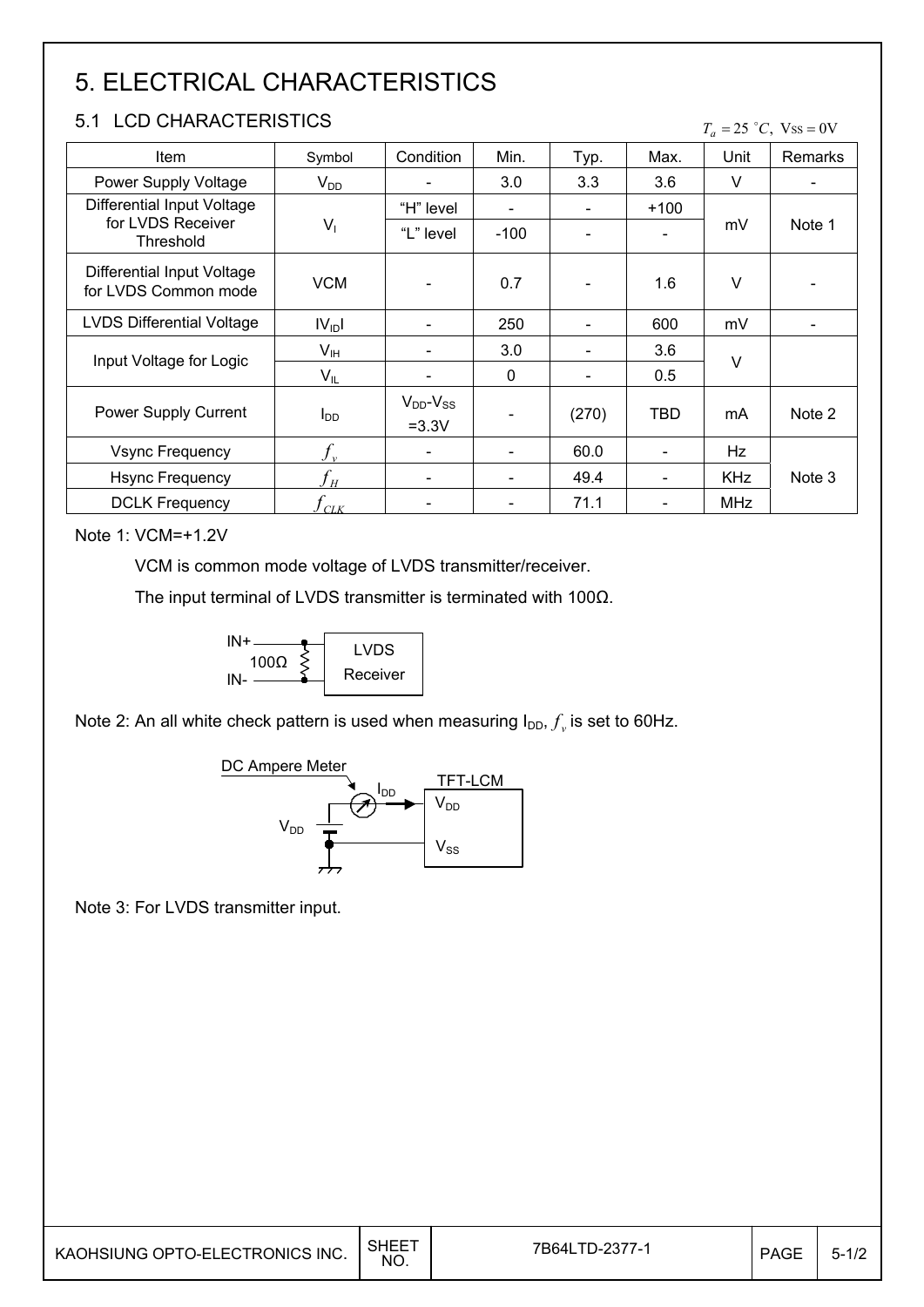# 5. ELECTRICAL CHARACTERISTICS

## 5.1 LCD CHARACTERISTICS

$T_a = 25\ ^\circ C,\ V_{SS} = 0V$

| Item | Symbol | Condition | Min. | Typ. | Max. | Unit | Remarks |
|---|---|---|---|---|---|---|---|
| Power Supply Voltage | $V_{DD}$ | - | 3.0 | 3.3 | 3.6 | V | - |
| Differential Input Voltage for LVDS Receiver Threshold | $V_I$ | "H" level | - | - | +100 | mV | Note 1 |
| | | "L" level | -100 | - | - | | |
| Differential Input Voltage for LVDS Common mode | VCM | - | 0.7 | - | 1.6 | V | - |
| LVDS Differential Voltage | $\lvert V_{ID} \rvert$ | - | 250 | - | 600 | mV | - |
| Input Voltage for Logic | $V_{IH}$ | - | 3.0 | - | 3.6 | V | |
| | $V_{IL}$ | - | 0 | - | 0.5 | | |
| Power Supply Current | $I_{DD}$ | $V_{DD}$-$V_{SS}$ =3.3V | - | (270) | TBD | mA | Note 2 |
| Vsync Frequency | $f_v$ | - | - | 60.0 | - | Hz | Note 3 |
| Hsync Frequency | $f_H$ | - | - | 49.4 | - | KHz | |
| DCLK Frequency | $f_{CLK}$ | - | - | 71.1 | - | MHz | |

Note 1: VCM=+1.2V

VCM is common mode voltage of LVDS transmitter/receiver.

The input terminal of LVDS transmitter is terminated with 100Ω.

IN+ — 100Ω — IN- → LVDS Receiver

Note 2: An all white check pattern is used when measuring $I_{DD}$, $f_v$ is set to 60Hz.

DC Ampere Meter — $I_{DD}$ → TFT-LCM ($V_{DD}$, $V_{SS}$)

Note 3: For LVDS transmitter input.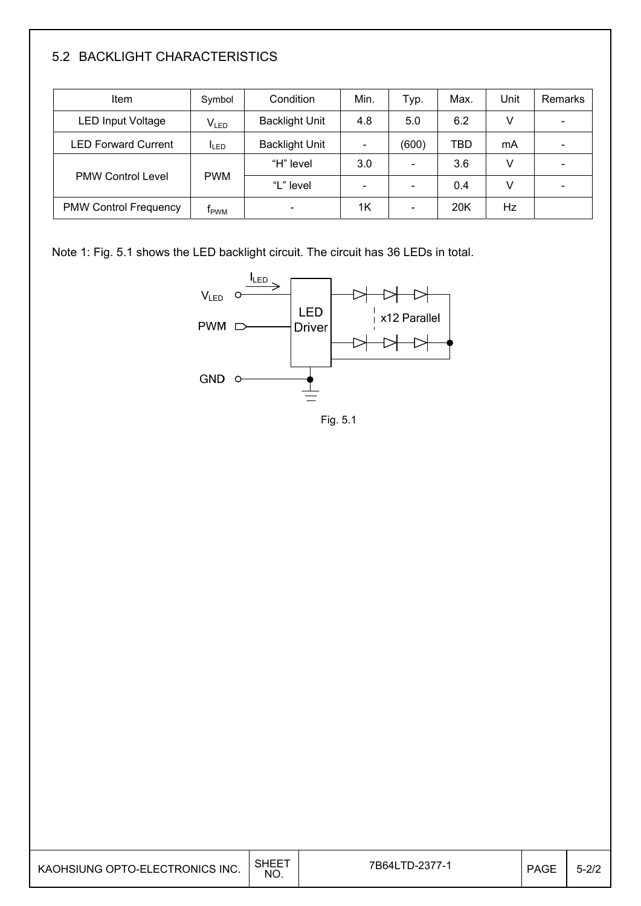## 5.2 BACKLIGHT CHARACTERISTICS

| Item | Symbol | Condition | Min. | Typ. | Max. | Unit | Remarks |
|---|---|---|---|---|---|---|---|
| LED Input Voltage | $V_{LED}$ | Backlight Unit | 4.8 | 5.0 | 6.2 | V | - |
| LED Forward Current | $I_{LED}$ | Backlight Unit | - | (600) | TBD | mA | - |
| PMW Control Level | PWM | "H" level | 3.0 | - | 3.6 | V | - |
| | | "L" level | - | - | 0.4 | V | - |
| PMW Control Frequency | $f_{PWM}$ | - | 1K | - | 20K | Hz | |

Note 1: Fig. 5.1 shows the LED backlight circuit. The circuit has 36 LEDs in total.

$I_{LED}$

$V_{LED}$

PWM

GND

LED Driver

x12 Parallel

Fig. 5.1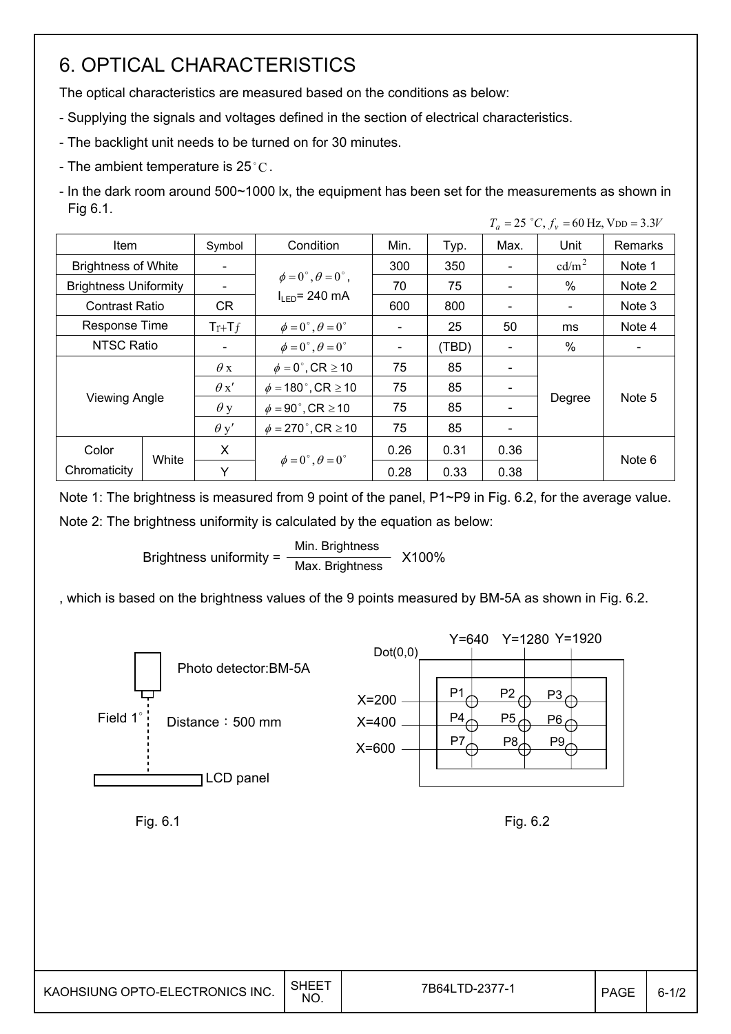# 6. OPTICAL CHARACTERISTICS

The optical characteristics are measured based on the conditions as below:

- Supplying the signals and voltages defined in the section of electrical characteristics.
- The backlight unit needs to be turned on for 30 minutes.
- The ambient temperature is 25°C.
- In the dark room around 500~1000 lx, the equipment has been set for the measurements as shown in Fig 6.1.

$T_a = 25\ ^\circ C,\ f_v = 60\ \text{Hz},\ \text{V}_{\text{DD}} = 3.3V$

| Item | | Symbol | Condition | Min. | Typ. | Max. | Unit | Remarks |
|---|---|---|---|---|---|---|---|---|
| Brightness of White | | - | $\phi = 0^\circ, \theta = 0^\circ$, $I_{LED}$= 240 mA | 300 | 350 | - | cd/m$^2$ | Note 1 |
| Brightness Uniformity | | - | | 70 | 75 | - | % | Note 2 |
| Contrast Ratio | | CR | | 600 | 800 | - | - | Note 3 |
| Response Time | | Tr+Tf | $\phi = 0^\circ, \theta = 0^\circ$ | - | 25 | 50 | ms | Note 4 |
| NTSC Ratio | | - | $\phi = 0^\circ, \theta = 0^\circ$ | - | (TBD) | - | % | - |
| Viewing Angle | | $\theta$x | $\phi = 0^\circ$, CR $\geq$ 10 | 75 | 85 | - | Degree | Note 5 |
| | | $\theta$x' | $\phi = 180^\circ$, CR $\geq$ 10 | 75 | 85 | - | | |
| | | $\theta$y | $\phi = 90^\circ$, CR $\geq$ 10 | 75 | 85 | - | | |
| | | $\theta$y' | $\phi = 270^\circ$, CR $\geq$ 10 | 75 | 85 | - | | |
| Color Chromaticity | White | X | $\phi = 0^\circ, \theta = 0^\circ$ | 0.26 | 0.31 | 0.36 | | Note 6 |
| | | Y | | 0.28 | 0.33 | 0.38 | | |

Note 1: The brightness is measured from 9 point of the panel, P1~P9 in Fig. 6.2, for the average value.

Note 2: The brightness uniformity is calculated by the equation as below:

$$\text{Brightness uniformity} = \frac{\text{Min. Brightness}}{\text{Max. Brightness}} \times 100\%$$

, which is based on the brightness values of the 9 points measured by BM-5A as shown in Fig. 6.2.

Photo detector:BM-5A

Field 1°

Distance：500 mm

LCD panel

Fig. 6.1

Dot(0,0)

Y=640 Y=1280 Y=1920

X=200 X=400 X=600

P1 P2 P3 P4 P5 P6 P7 P8 P9

Fig. 6.2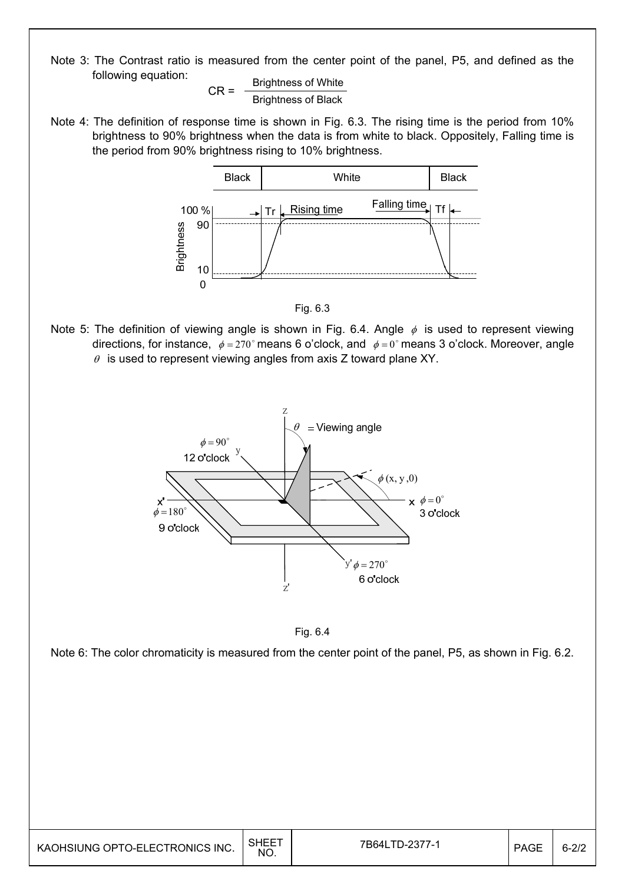Note 3: The Contrast ratio is measured from the center point of the panel, P5, and defined as the following equation:

$$CR = \frac{\text{Brightness of White}}{\text{Brightness of Black}}$$

Note 4: The definition of response time is shown in Fig. 6.3. The rising time is the period from 10% brightness to 90% brightness when the data is from white to black. Oppositely, Falling time is the period from 90% brightness rising to 10% brightness.

Fig. 6.3

Note 5: The definition of viewing angle is shown in Fig. 6.4. Angle $\phi$ is used to represent viewing directions, for instance, $\phi = 270^\circ$ means 6 o'clock, and $\phi = 0^\circ$ means 3 o'clock. Moreover, angle $\theta$ is used to represent viewing angles from axis Z toward plane XY.

Fig. 6.4

Note 6: The color chromaticity is measured from the center point of the panel, P5, as shown in Fig. 6.2.

| KAOHSIUNG OPTO-ELECTRONICS INC. | SHEET NO. | 7B64LTD-2377-1 | PAGE | 6-2/2 |
|---|---|---|---|---|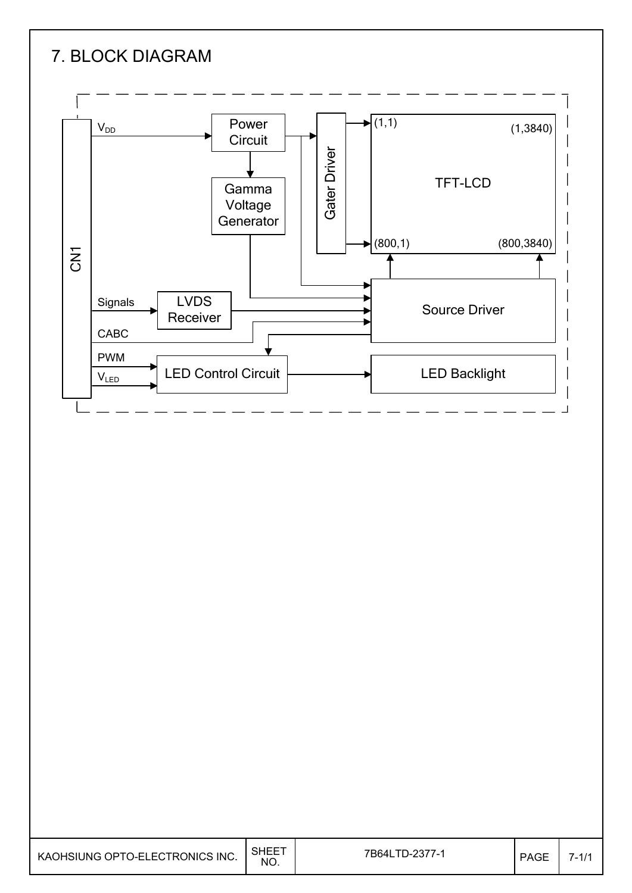# 7. BLOCK DIAGRAM

CN1

$V_{DD}$

Power Circuit

Gamma Voltage Generator

Gater Driver

TFT-LCD

(1,1)

(1,3840)

(800,1)

(800,3840)

Signals

LVDS Receiver

Source Driver

CABC

PWM

$V_{LED}$

LED Control Circuit

LED Backlight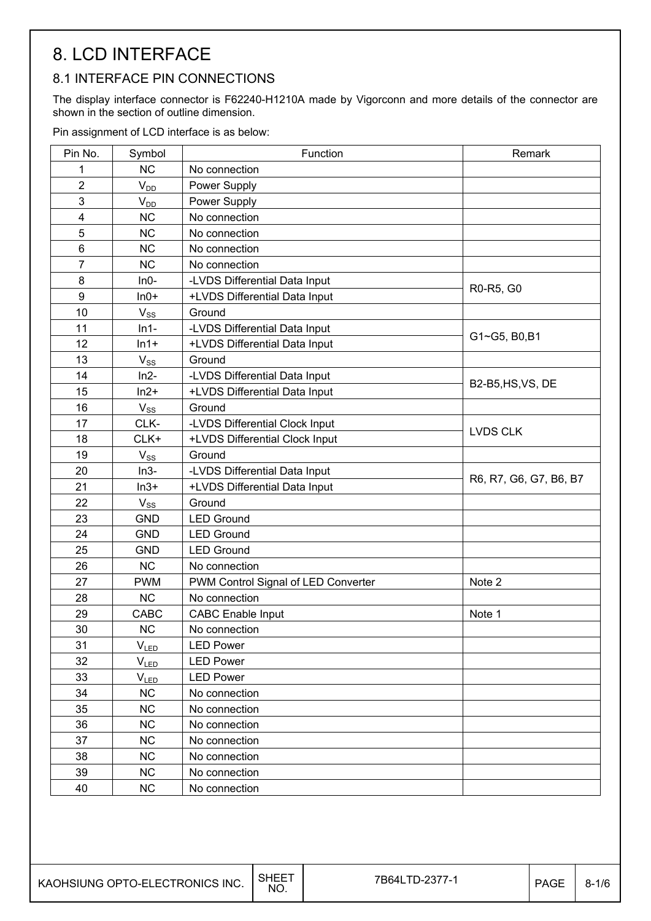# 8. LCD INTERFACE

## 8.1 INTERFACE PIN CONNECTIONS

The display interface connector is F62240-H1210A made by Vigorconn and more details of the connector are shown in the section of outline dimension.

Pin assignment of LCD interface is as below:

| Pin No. | Symbol | Function | Remark |
|---|---|---|---|
| 1 | NC | No connection | |
| 2 | $V_{DD}$ | Power Supply | |
| 3 | $V_{DD}$ | Power Supply | |
| 4 | NC | No connection | |
| 5 | NC | No connection | |
| 6 | NC | No connection | |
| 7 | NC | No connection | |
| 8 | In0- | -LVDS Differential Data Input | R0-R5, G0 |
| 9 | In0+ | +LVDS Differential Data Input | |
| 10 | $V_{SS}$ | Ground | |
| 11 | In1- | -LVDS Differential Data Input | G1~G5, B0,B1 |
| 12 | In1+ | +LVDS Differential Data Input | |
| 13 | $V_{SS}$ | Ground | |
| 14 | In2- | -LVDS Differential Data Input | B2-B5,HS,VS, DE |
| 15 | In2+ | +LVDS Differential Data Input | |
| 16 | $V_{SS}$ | Ground | |
| 17 | CLK- | -LVDS Differential Clock Input | LVDS CLK |
| 18 | CLK+ | +LVDS Differential Clock Input | |
| 19 | $V_{SS}$ | Ground | |
| 20 | In3- | -LVDS Differential Data Input | R6, R7, G6, G7, B6, B7 |
| 21 | In3+ | +LVDS Differential Data Input | |
| 22 | $V_{SS}$ | Ground | |
| 23 | GND | LED Ground | |
| 24 | GND | LED Ground | |
| 25 | GND | LED Ground | |
| 26 | NC | No connection | |
| 27 | PWM | PWM Control Signal of LED Converter | Note 2 |
| 28 | NC | No connection | |
| 29 | CABC | CABC Enable Input | Note 1 |
| 30 | NC | No connection | |
| 31 | $V_{LED}$ | LED Power | |
| 32 | $V_{LED}$ | LED Power | |
| 33 | $V_{LED}$ | LED Power | |
| 34 | NC | No connection | |
| 35 | NC | No connection | |
| 36 | NC | No connection | |
| 37 | NC | No connection | |
| 38 | NC | No connection | |
| 39 | NC | No connection | |
| 40 | NC | No connection | |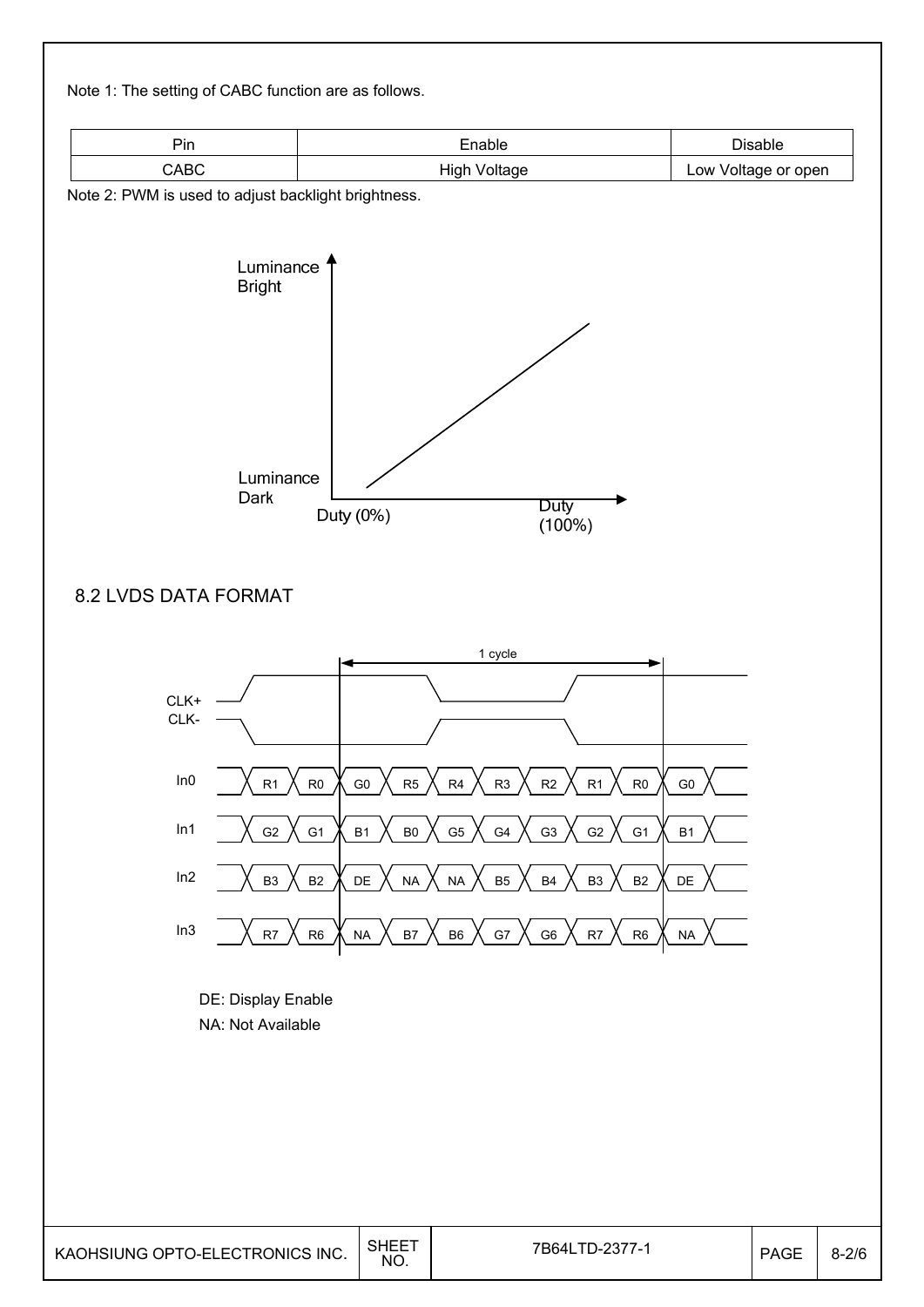Note 1: The setting of CABC function are as follows.

| Pin | Enable | Disable |
|---|---|---|
| CABC | High Voltage | Low Voltage or open |

Note 2: PWM is used to adjust backlight brightness.

Luminance Bright

Luminance Dark

Duty (0%)

Duty (100%)

## 8.2 LVDS DATA FORMAT

1 cycle

CLK+
CLK-

| In0 | R1 | R0 | G0 | R5 | R4 | R3 | R2 | R1 | R0 | G0 |
|---|---|---|---|---|---|---|---|---|---|---|
| In1 | G2 | G1 | B1 | B0 | G5 | G4 | G3 | G2 | G1 | B1 |
| In2 | B3 | B2 | DE | NA | NA | B5 | B4 | B3 | B2 | DE |
| In3 | R7 | R6 | NA | B7 | B6 | G7 | G6 | R7 | R6 | NA |

DE: Display Enable

NA: Not Available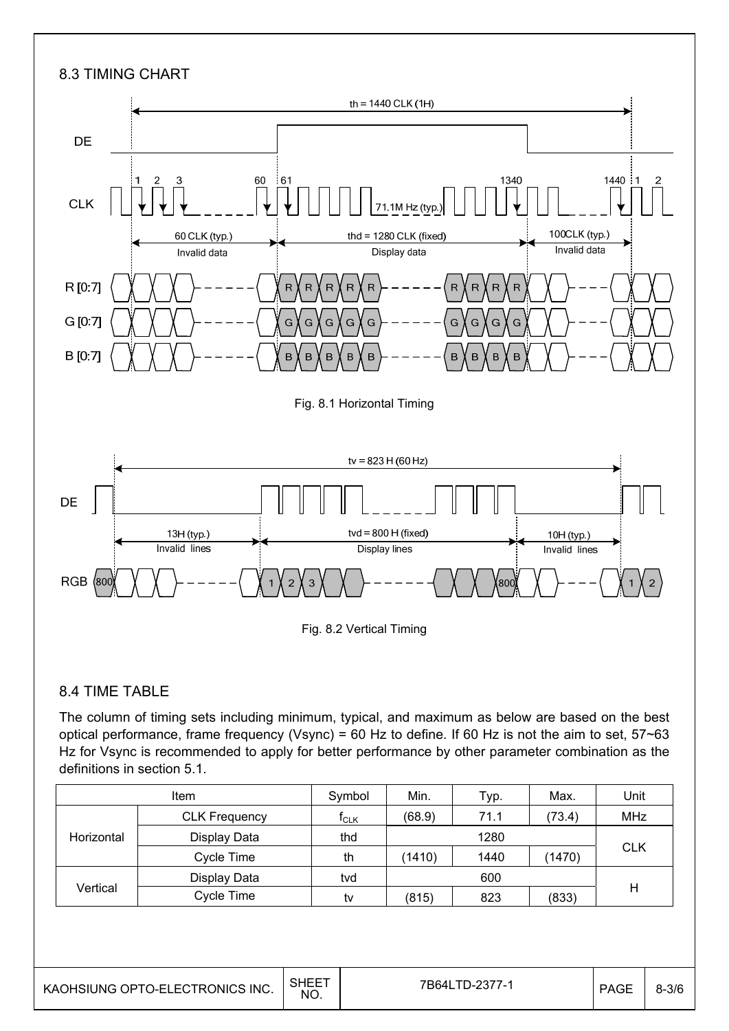## 8.3 TIMING CHART

Fig. 8.1 Horizontal Timing

Fig. 8.2 Vertical Timing

## 8.4 TIME TABLE

The column of timing sets including minimum, typical, and maximum as below are based on the best optical performance, frame frequency (Vsync) = 60 Hz to define. If 60 Hz is not the aim to set, 57~63 Hz for Vsync is recommended to apply for better performance by other parameter combination as the definitions in section 5.1.

| Item | | Symbol | Min. | Typ. | Max. | Unit |
|---|---|---|---|---|---|---|
| Horizontal | CLK Frequency | $f_{CLK}$ | (68.9) | 71.1 | (73.4) | MHz |
| | Display Data | thd | | 1280 | | CLK |
| | Cycle Time | th | (1410) | 1440 | (1470) | |
| Vertical | Display Data | tvd | | 600 | | H |
| | Cycle Time | tv | (815) | 823 | (833) | |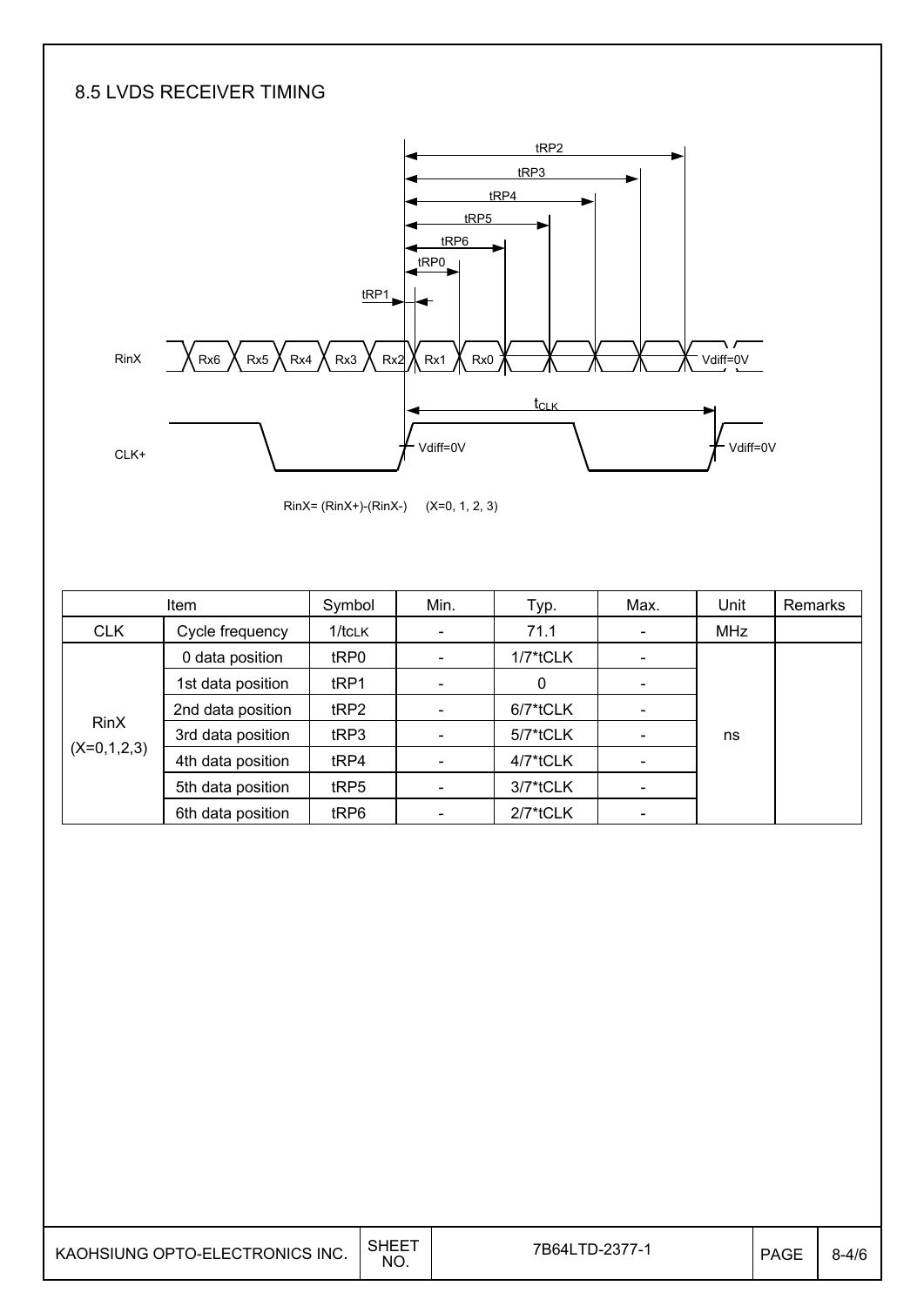## 8.5 LVDS RECEIVER TIMING

RinX= (RinX+)-(RinX-)     (X=0, 1, 2, 3)

| Item | | Symbol | Min. | Typ. | Max. | Unit | Remarks |
|---|---|---|---|---|---|---|---|
| CLK | Cycle frequency | 1/tCLK | - | 71.1 | - | MHz | |
| RinX (X=0,1,2,3) | 0 data position | tRP0 | - | 1/7*tCLK | - | ns | |
| | 1st data position | tRP1 | - | 0 | - | | |
| | 2nd data position | tRP2 | - | 6/7*tCLK | - | | |
| | 3rd data position | tRP3 | - | 5/7*tCLK | - | | |
| | 4th data position | tRP4 | - | 4/7*tCLK | - | | |
| | 5th data position | tRP5 | - | 3/7*tCLK | - | | |
| | 6th data position | tRP6 | - | 2/7*tCLK | - | | |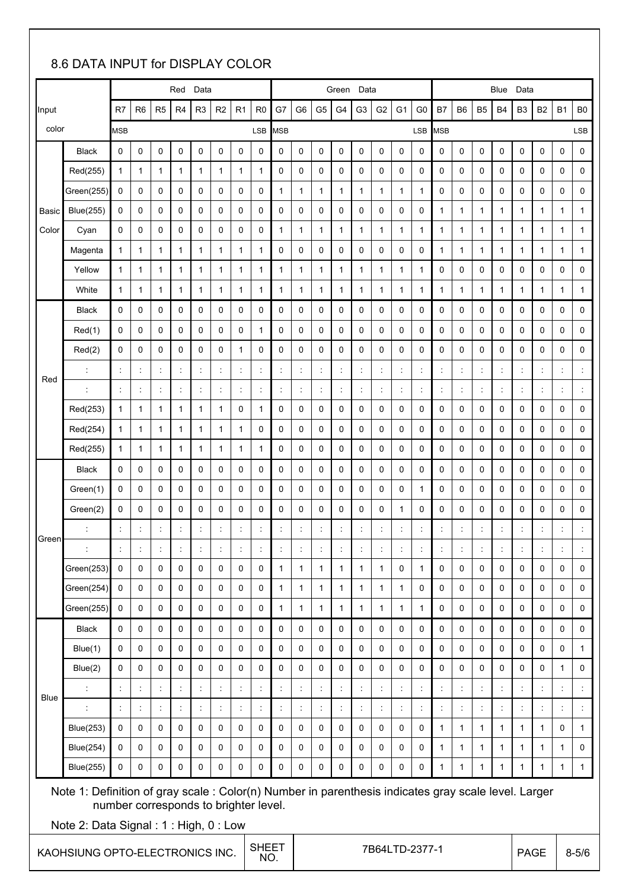## 8.6 DATA INPUT for DISPLAY COLOR

| Input color | | Red Data | | | | | | | | Green Data | | | | | | | | Blue Data | | | | | | | |
|---|---|---|---|---|---|---|---|---|---|---|---|---|---|---|---|---|---|---|---|---|---|---|---|---|---|
| | | R7 | R6 | R5 | R4 | R3 | R2 | R1 | R0 | G7 | G6 | G5 | G4 | G3 | G2 | G1 | G0 | B7 | B6 | B5 | B4 | B3 | B2 | B1 | B0 |
| | | MSB | | | | | | | LSB | MSB | | | | | | | LSB | MSB | | | | | | | LSB |
| Basic Color | Black | 0 | 0 | 0 | 0 | 0 | 0 | 0 | 0 | 0 | 0 | 0 | 0 | 0 | 0 | 0 | 0 | 0 | 0 | 0 | 0 | 0 | 0 | 0 | 0 |
| | Red(255) | 1 | 1 | 1 | 1 | 1 | 1 | 1 | 1 | 0 | 0 | 0 | 0 | 0 | 0 | 0 | 0 | 0 | 0 | 0 | 0 | 0 | 0 | 0 | 0 |
| | Green(255) | 0 | 0 | 0 | 0 | 0 | 0 | 0 | 0 | 1 | 1 | 1 | 1 | 1 | 1 | 1 | 1 | 0 | 0 | 0 | 0 | 0 | 0 | 0 | 0 |
| | Blue(255) | 0 | 0 | 0 | 0 | 0 | 0 | 0 | 0 | 0 | 0 | 0 | 0 | 0 | 0 | 0 | 0 | 1 | 1 | 1 | 1 | 1 | 1 | 1 | 1 |
| | Cyan | 0 | 0 | 0 | 0 | 0 | 0 | 0 | 0 | 1 | 1 | 1 | 1 | 1 | 1 | 1 | 1 | 1 | 1 | 1 | 1 | 1 | 1 | 1 | 1 |
| | Magenta | 1 | 1 | 1 | 1 | 1 | 1 | 1 | 1 | 0 | 0 | 0 | 0 | 0 | 0 | 0 | 0 | 1 | 1 | 1 | 1 | 1 | 1 | 1 | 1 |
| | Yellow | 1 | 1 | 1 | 1 | 1 | 1 | 1 | 1 | 1 | 1 | 1 | 1 | 1 | 1 | 1 | 1 | 0 | 0 | 0 | 0 | 0 | 0 | 0 | 0 |
| | White | 1 | 1 | 1 | 1 | 1 | 1 | 1 | 1 | 1 | 1 | 1 | 1 | 1 | 1 | 1 | 1 | 1 | 1 | 1 | 1 | 1 | 1 | 1 | 1 |
| Red | Black | 0 | 0 | 0 | 0 | 0 | 0 | 0 | 0 | 0 | 0 | 0 | 0 | 0 | 0 | 0 | 0 | 0 | 0 | 0 | 0 | 0 | 0 | 0 | 0 |
| | Red(1) | 0 | 0 | 0 | 0 | 0 | 0 | 0 | 1 | 0 | 0 | 0 | 0 | 0 | 0 | 0 | 0 | 0 | 0 | 0 | 0 | 0 | 0 | 0 | 0 |
| | Red(2) | 0 | 0 | 0 | 0 | 0 | 0 | 1 | 0 | 0 | 0 | 0 | 0 | 0 | 0 | 0 | 0 | 0 | 0 | 0 | 0 | 0 | 0 | 0 | 0 |
| | : | : | : | : | : | : | : | : | : | : | : | : | : | : | : | : | : | : | : | : | : | : | : | : | : |
| | : | : | : | : | : | : | : | : | : | : | : | : | : | : | : | : | : | : | : | : | : | : | : | : | : |
| | Red(253) | 1 | 1 | 1 | 1 | 1 | 1 | 0 | 1 | 0 | 0 | 0 | 0 | 0 | 0 | 0 | 0 | 0 | 0 | 0 | 0 | 0 | 0 | 0 | 0 |
| | Red(254) | 1 | 1 | 1 | 1 | 1 | 1 | 1 | 0 | 0 | 0 | 0 | 0 | 0 | 0 | 0 | 0 | 0 | 0 | 0 | 0 | 0 | 0 | 0 | 0 |
| | Red(255) | 1 | 1 | 1 | 1 | 1 | 1 | 1 | 1 | 0 | 0 | 0 | 0 | 0 | 0 | 0 | 0 | 0 | 0 | 0 | 0 | 0 | 0 | 0 | 0 |
| Green | Black | 0 | 0 | 0 | 0 | 0 | 0 | 0 | 0 | 0 | 0 | 0 | 0 | 0 | 0 | 0 | 0 | 0 | 0 | 0 | 0 | 0 | 0 | 0 | 0 |
| | Green(1) | 0 | 0 | 0 | 0 | 0 | 0 | 0 | 0 | 0 | 0 | 0 | 0 | 0 | 0 | 0 | 1 | 0 | 0 | 0 | 0 | 0 | 0 | 0 | 0 |
| | Green(2) | 0 | 0 | 0 | 0 | 0 | 0 | 0 | 0 | 0 | 0 | 0 | 0 | 0 | 0 | 1 | 0 | 0 | 0 | 0 | 0 | 0 | 0 | 0 | 0 |
| | : | : | : | : | : | : | : | : | : | : | : | : | : | : | : | : | : | : | : | : | : | : | : | : | : |
| | : | : | : | : | : | : | : | : | : | : | : | : | : | : | : | : | : | : | : | : | : | : | : | : | : |
| | Green(253) | 0 | 0 | 0 | 0 | 0 | 0 | 0 | 0 | 1 | 1 | 1 | 1 | 1 | 1 | 0 | 1 | 0 | 0 | 0 | 0 | 0 | 0 | 0 | 0 |
| | Green(254) | 0 | 0 | 0 | 0 | 0 | 0 | 0 | 0 | 1 | 1 | 1 | 1 | 1 | 1 | 1 | 0 | 0 | 0 | 0 | 0 | 0 | 0 | 0 | 0 |
| | Green(255) | 0 | 0 | 0 | 0 | 0 | 0 | 0 | 0 | 1 | 1 | 1 | 1 | 1 | 1 | 1 | 1 | 0 | 0 | 0 | 0 | 0 | 0 | 0 | 0 |
| Blue | Black | 0 | 0 | 0 | 0 | 0 | 0 | 0 | 0 | 0 | 0 | 0 | 0 | 0 | 0 | 0 | 0 | 0 | 0 | 0 | 0 | 0 | 0 | 0 | 0 |
| | Blue(1) | 0 | 0 | 0 | 0 | 0 | 0 | 0 | 0 | 0 | 0 | 0 | 0 | 0 | 0 | 0 | 0 | 0 | 0 | 0 | 0 | 0 | 0 | 0 | 1 |
| | Blue(2) | 0 | 0 | 0 | 0 | 0 | 0 | 0 | 0 | 0 | 0 | 0 | 0 | 0 | 0 | 0 | 0 | 0 | 0 | 0 | 0 | 0 | 0 | 1 | 0 |
| | : | : | : | : | : | : | : | : | : | : | : | : | : | : | : | : | : | : | : | : | : | : | : | : | : |
| | : | : | : | : | : | : | : | : | : | : | : | : | : | : | : | : | : | : | : | : | : | : | : | : | : |
| | Blue(253) | 0 | 0 | 0 | 0 | 0 | 0 | 0 | 0 | 0 | 0 | 0 | 0 | 0 | 0 | 0 | 0 | 1 | 1 | 1 | 1 | 1 | 1 | 0 | 1 |
| | Blue(254) | 0 | 0 | 0 | 0 | 0 | 0 | 0 | 0 | 0 | 0 | 0 | 0 | 0 | 0 | 0 | 0 | 1 | 1 | 1 | 1 | 1 | 1 | 1 | 0 |
| | Blue(255) | 0 | 0 | 0 | 0 | 0 | 0 | 0 | 0 | 0 | 0 | 0 | 0 | 0 | 0 | 0 | 0 | 1 | 1 | 1 | 1 | 1 | 1 | 1 | 1 |

Note 1: Definition of gray scale : Color(n) Number in parenthesis indicates gray scale level. Larger number corresponds to brighter level.

Note 2: Data Signal : 1 : High, 0 : Low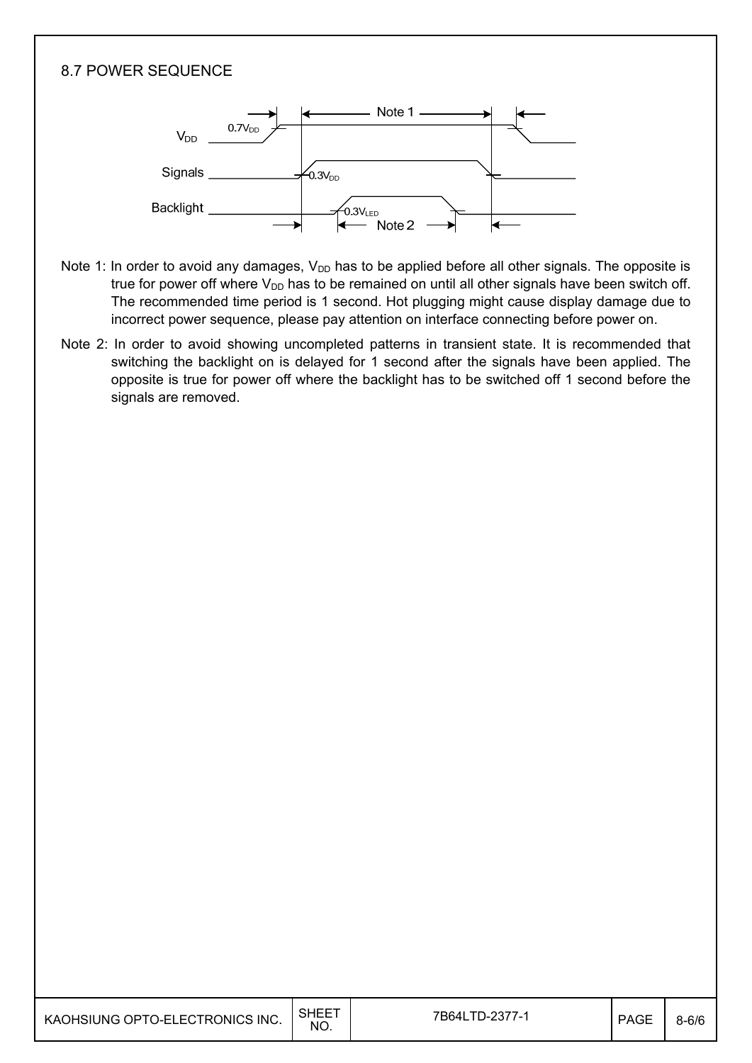## 8.7 POWER SEQUENCE

Note 1: In order to avoid any damages, $V_{DD}$ has to be applied before all other signals. The opposite is true for power off where $V_{DD}$ has to be remained on until all other signals have been switch off. The recommended time period is 1 second. Hot plugging might cause display damage due to incorrect power sequence, please pay attention on interface connecting before power on.

Note 2: In order to avoid showing uncompleted patterns in transient state. It is recommended that switching the backlight on is delayed for 1 second after the signals have been applied. The opposite is true for power off where the backlight has to be switched off 1 second before the signals are removed.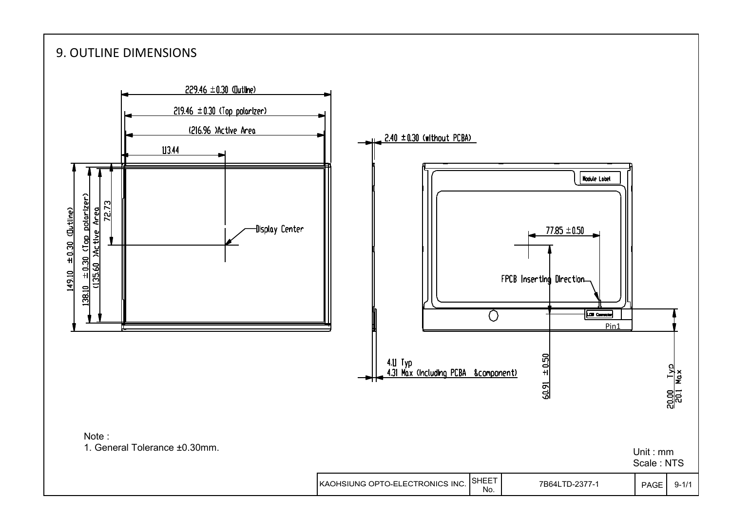# 9. OUTLINE DIMENSIONS

229.46 ±0.30 (Outline)

219.46 ±0.30 (Top polarizer)

(216.96 )Active Area

113.44

149.10 ±0.30 (Outline)

138.10 ±0.30 (Top polarizer)

(135.60 )Active Area

72.73

Display Center

2.40 ±0.30 (without PCBA)

4.11 Typ

4.31 Max (Including PCBA &component)

Module Label

77.85 ±0.50

FPCB Inserting Direction

LCM Connector

Pin1

60.91 ±0.50

20.00 Typ

20.1 Max

Note :

1. General Tolerance ±0.30mm.

Unit : mm

Scale : NTS

| KAOHSIUNG OPTO-ELECTRONICS INC. | SHEET No. | 7B64LTD-2377-1 | PAGE | 9-1/1 |
|---|---|---|---|---|